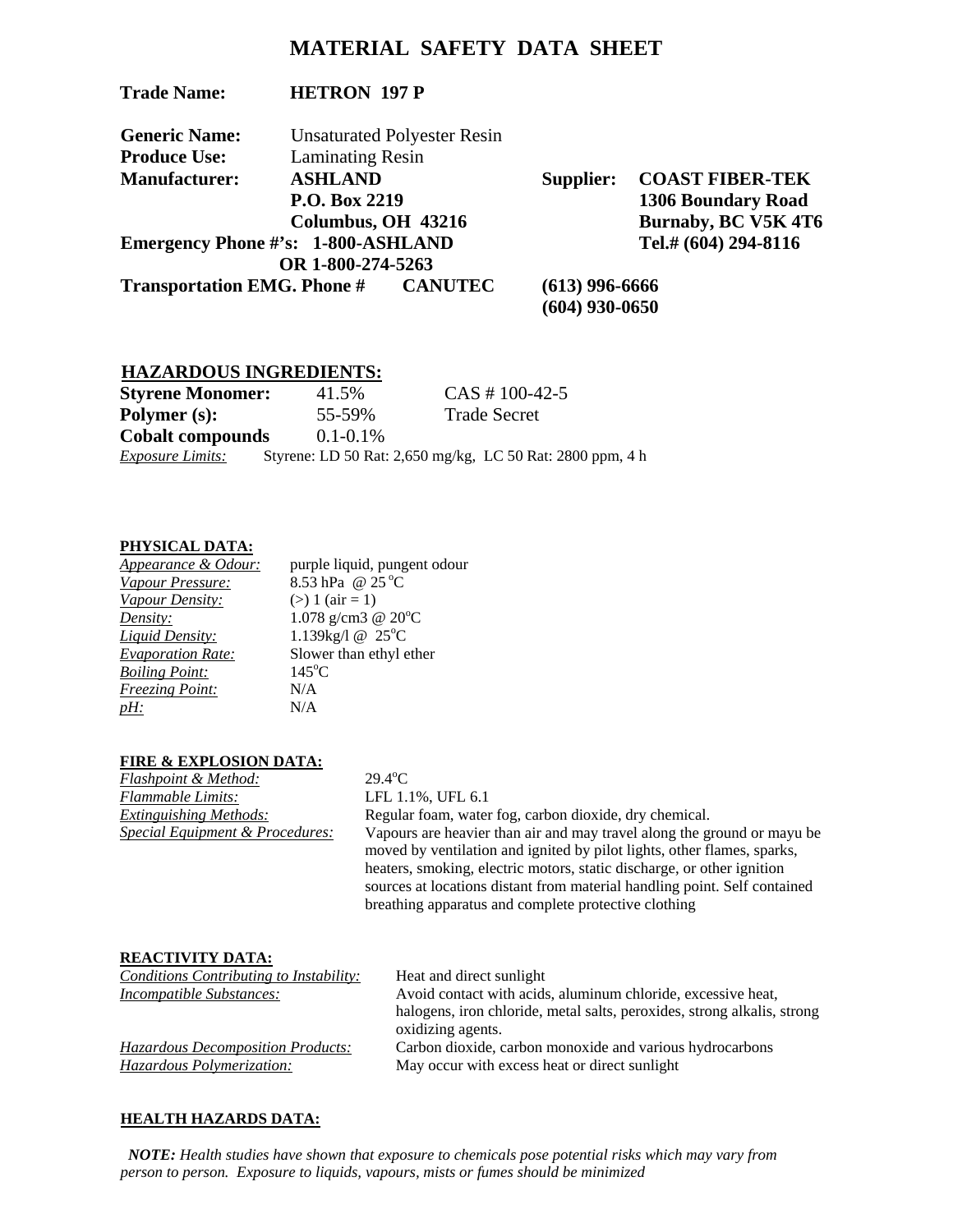# MATERIAL SAFETY DATA SHEET

**Trade Name:** **HETRON 197 P**

**Generic Name:** Unsaturated Polyester Resin
**Produce Use:** Laminating Resin

| **Manufacturer:** | **ASHLAND** | **Supplier:** | **COAST FIBER-TEK** |
|---|---|---|---|
| | **P.O. Box 2219** | | **1306 Boundary Road** |
| | **Columbus, OH 43216** | | **Burnaby, BC V5K 4T6** |

**Emergency Phone #'s: 1-800-ASHLAND** **Tel.# (604) 294-8116**
**OR 1-800-274-5263**

**Transportation EMG. Phone # CANUTEC** **(613) 996-6666**
**(604) 930-0650**

## HAZARDOUS INGREDIENTS:

| | | |
|---|---|---|
| **Styrene Monomer:** | 41.5% | CAS # 100-42-5 |
| **Polymer (s):** | 55-59% | Trade Secret |
| **Cobalt compounds** | 0.1-0.1% | |

*Exposure Limits:* Styrene: LD 50 Rat: 2,650 mg/kg, LC 50 Rat: 2800 ppm, 4 h

### PHYSICAL DATA:

| | |
|---|---|
| *Appearance & Odour:* | purple liquid, pungent odour |
| *Vapour Pressure:* | 8.53 hPa @ 25 °C |
| *Vapour Density:* | (>) 1 (air = 1) |
| *Density:* | 1.078 g/cm3 @ 20°C |
| *Liquid Density:* | 1.139kg/l @ 25°C |
| *Evaporation Rate:* | Slower than ethyl ether |
| *Boiling Point:* | 145°C |
| *Freezing Point:* | N/A |
| *pH:* | N/A |

### FIRE & EXPLOSION DATA:

| | |
|---|---|
| *Flashpoint & Method:* | 29.4°C |
| *Flammable Limits:* | LFL 1.1%, UFL 6.1 |
| *Extinguishing Methods:* | Regular foam, water fog, carbon dioxide, dry chemical. |
| *Special Equipment & Procedures:* | Vapours are heavier than air and may travel along the ground or mayu be moved by ventilation and ignited by pilot lights, other flames, sparks, heaters, smoking, electric motors, static discharge, or other ignition sources at locations distant from material handling point. Self contained breathing apparatus and complete protective clothing |

### REACTIVITY DATA:

| | |
|---|---|
| *Conditions Contributing to Instability:* | Heat and direct sunlight |
| *Incompatible Substances:* | Avoid contact with acids, aluminum chloride, excessive heat, halogens, iron chloride, metal salts, peroxides, strong alkalis, strong oxidizing agents. |
| *Hazardous Decomposition Products:* | Carbon dioxide, carbon monoxide and various hydrocarbons |
| *Hazardous Polymerization:* | May occur with excess heat or direct sunlight |

### HEALTH HAZARDS DATA:

***NOTE:*** *Health studies have shown that exposure to chemicals pose potential risks which may vary from person to person. Exposure to liquids, vapours, mists or fumes should be minimized*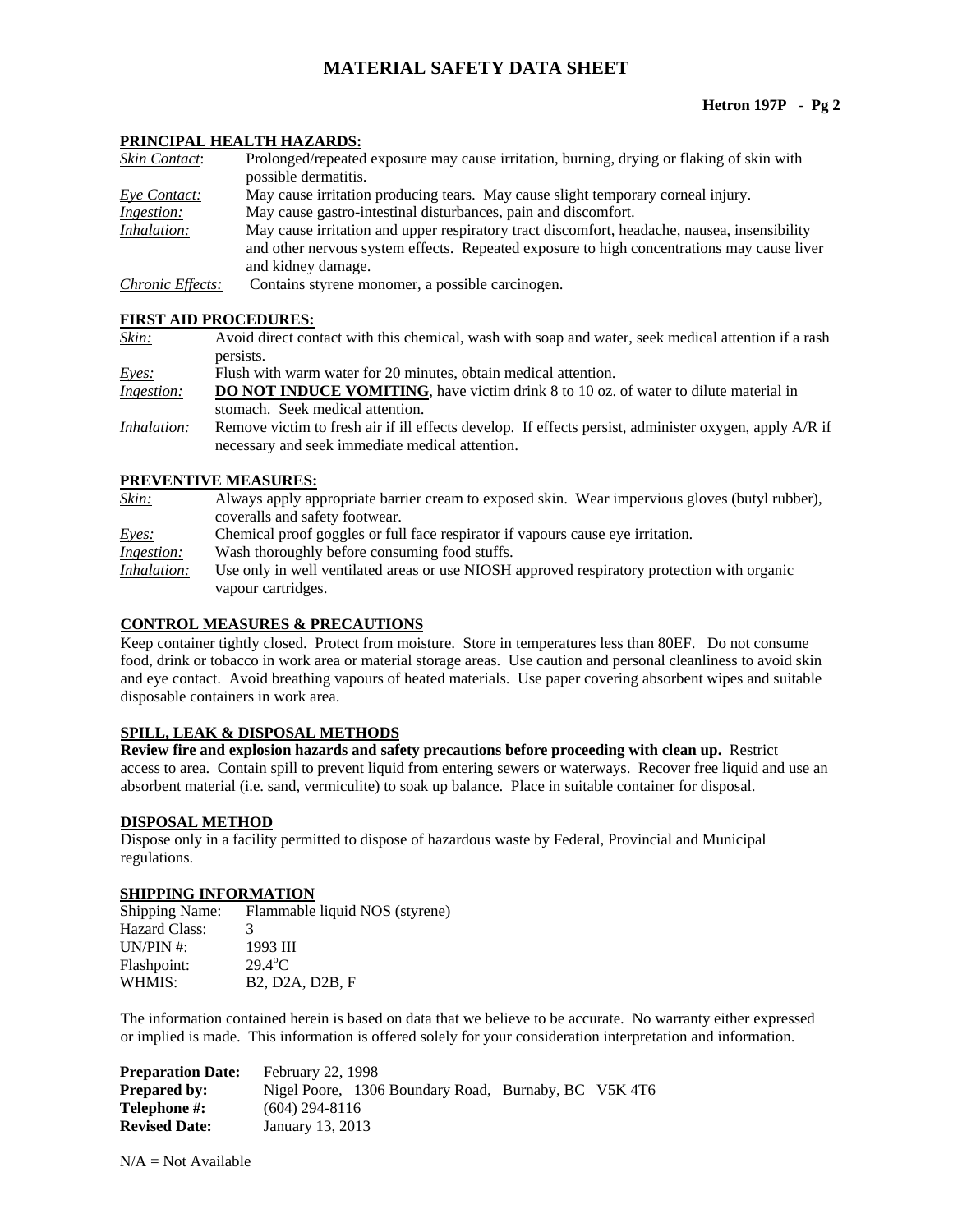# MATERIAL SAFETY DATA SHEET

**Hetron 197P - Pg 2**

## PRINCIPAL HEALTH HAZARDS:

| | |
|---|---|
| *Skin Contact*: | Prolonged/repeated exposure may cause irritation, burning, drying or flaking of skin with possible dermatitis. |
| *Eye Contact:* | May cause irritation producing tears. May cause slight temporary corneal injury. |
| *Ingestion:* | May cause gastro-intestinal disturbances, pain and discomfort. |
| *Inhalation:* | May cause irritation and upper respiratory tract discomfort, headache, nausea, insensibility and other nervous system effects. Repeated exposure to high concentrations may cause liver and kidney damage. |
| *Chronic Effects:* | Contains styrene monomer, a possible carcinogen. |

## FIRST AID PROCEDURES:

| | |
|---|---|
| *Skin:* | Avoid direct contact with this chemical, wash with soap and water, seek medical attention if a rash persists. |
| *Eyes:* | Flush with warm water for 20 minutes, obtain medical attention. |
| *Ingestion:* | **DO NOT INDUCE VOMITING**, have victim drink 8 to 10 oz. of water to dilute material in stomach. Seek medical attention. |
| *Inhalation:* | Remove victim to fresh air if ill effects develop. If effects persist, administer oxygen, apply A/R if necessary and seek immediate medical attention. |

## PREVENTIVE MEASURES:

| | |
|---|---|
| *Skin:* | Always apply appropriate barrier cream to exposed skin. Wear impervious gloves (butyl rubber), coveralls and safety footwear. |
| *Eyes:* | Chemical proof goggles or full face respirator if vapours cause eye irritation. |
| *Ingestion:* | Wash thoroughly before consuming food stuffs. |
| *Inhalation:* | Use only in well ventilated areas or use NIOSH approved respiratory protection with organic vapour cartridges. |

## CONTROL MEASURES & PRECAUTIONS

Keep container tightly closed. Protect from moisture. Store in temperatures less than 80EF. Do not consume food, drink or tobacco in work area or material storage areas. Use caution and personal cleanliness to avoid skin and eye contact. Avoid breathing vapours of heated materials. Use paper covering absorbent wipes and suitable disposable containers in work area.

## SPILL, LEAK & DISPOSAL METHODS

**Review fire and explosion hazards and safety precautions before proceeding with clean up.** Restrict access to area. Contain spill to prevent liquid from entering sewers or waterways. Recover free liquid and use an absorbent material (i.e. sand, vermiculite) to soak up balance. Place in suitable container for disposal.

## DISPOSAL METHOD

Dispose only in a facility permitted to dispose of hazardous waste by Federal, Provincial and Municipal regulations.

## SHIPPING INFORMATION

| | |
|---|---|
| Shipping Name: | Flammable liquid NOS (styrene) |
| Hazard Class: | 3 |
| UN/PIN #: | 1993 III |
| Flashpoint: | 29.4°C |
| WHMIS: | B2, D2A, D2B, F |

The information contained herein is based on data that we believe to be accurate. No warranty either expressed or implied is made. This information is offered solely for your consideration interpretation and information.

| | |
|---|---|
| **Preparation Date:** | February 22, 1998 |
| **Prepared by:** | Nigel Poore, 1306 Boundary Road, Burnaby, BC V5K 4T6 |
| **Telephone #:** | (604) 294-8116 |
| **Revised Date:** | January 13, 2013 |

N/A = Not Available